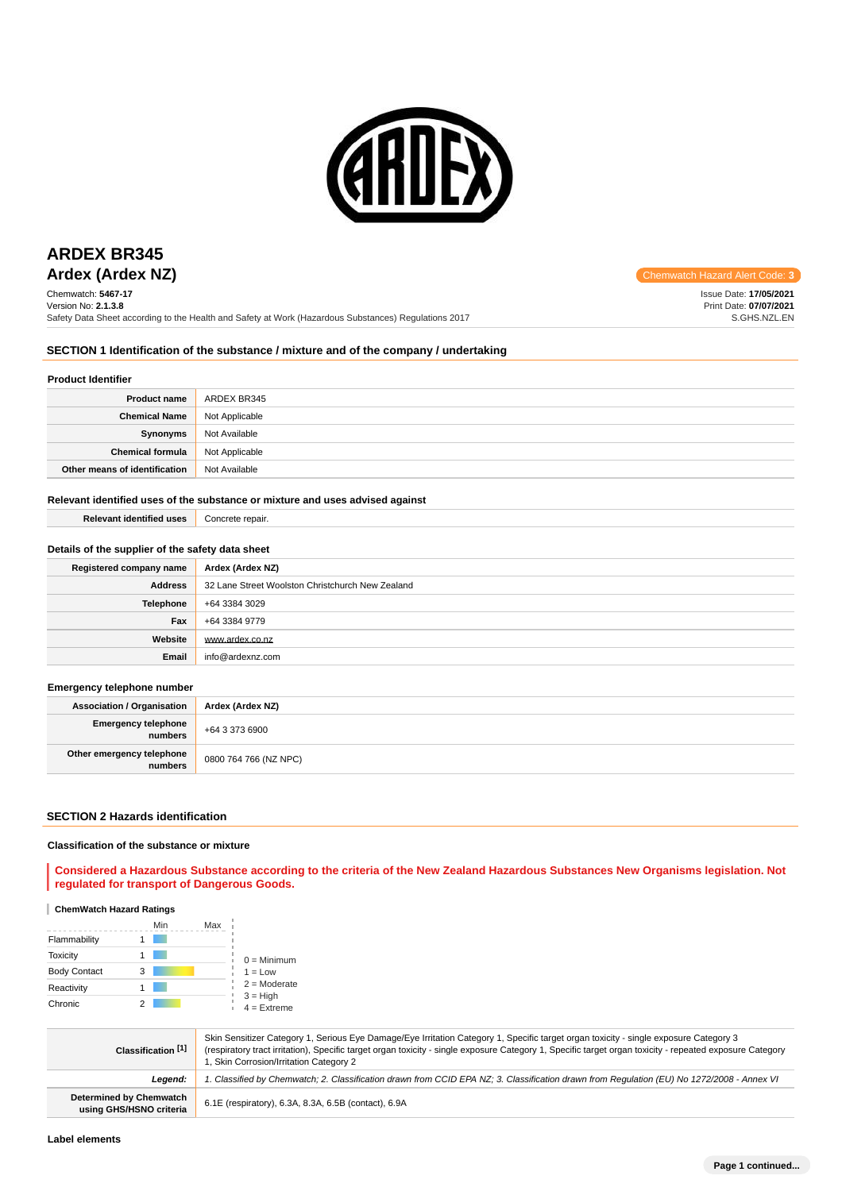# ARDEX BR345

## Ardex (Ardex NZ)

Chemwatch Hazard Alert Code: **3**

Chemwatch: **5467-17**
Version No: **2.1.3.8**
Safety Data Sheet according to the Health and Safety at Work (Hazardous Substances) Regulations 2017

Issue Date: **17/05/2021**
Print Date: **07/07/2021**
S.GHS.NZL.EN

## SECTION 1 Identification of the substance / mixture and of the company / undertaking

### Product Identifier

| | |
|---|---|
| **Product name** | ARDEX BR345 |
| **Chemical Name** | Not Applicable |
| **Synonyms** | Not Available |
| **Chemical formula** | Not Applicable |
| **Other means of identification** | Not Available |

### Relevant identified uses of the substance or mixture and uses advised against

| | |
|---|---|
| **Relevant identified uses** | Concrete repair. |

### Details of the supplier of the safety data sheet

| | |
|---|---|
| **Registered company name** | **Ardex (Ardex NZ)** |
| **Address** | 32 Lane Street Woolston Christchurch New Zealand |
| **Telephone** | +64 3384 3029 |
| **Fax** | +64 3384 9779 |
| **Website** | www.ardex.co.nz |
| **Email** | info@ardexnz.com |

### Emergency telephone number

| | |
|---|---|
| **Association / Organisation** | **Ardex (Ardex NZ)** |
| **Emergency telephone numbers** | +64 3 373 6900 |
| **Other emergency telephone numbers** | 0800 764 766 (NZ NPC) |

## SECTION 2 Hazards identification

### Classification of the substance or mixture

**Considered a Hazardous Substance according to the criteria of the New Zealand Hazardous Substances New Organisms legislation. Not regulated for transport of Dangerous Goods.**

**ChemWatch Hazard Ratings**

| | | Min | Max |
|---|---|---|---|
| Flammability | 1 | | |
| Toxicity | 1 | | |
| Body Contact | 3 | | |
| Reactivity | 1 | | |
| Chronic | 2 | | |

0 = Minimum
1 = Low
2 = Moderate
3 = High
4 = Extreme

| | |
|---|---|
| **Classification [1]** | Skin Sensitizer Category 1, Serious Eye Damage/Eye Irritation Category 1, Specific target organ toxicity - single exposure Category 3 (respiratory tract irritation), Specific target organ toxicity - single exposure Category 1, Specific target organ toxicity - repeated exposure Category 1, Skin Corrosion/Irritation Category 2 |
| ***Legend:*** | *1. Classified by Chemwatch; 2. Classification drawn from CCID EPA NZ; 3. Classification drawn from Regulation (EU) No 1272/2008 - Annex VI* |
| **Determined by Chemwatch using GHS/HSNO criteria** | 6.1E (respiratory), 6.3A, 8.3A, 6.5B (contact), 6.9A |

### Label elements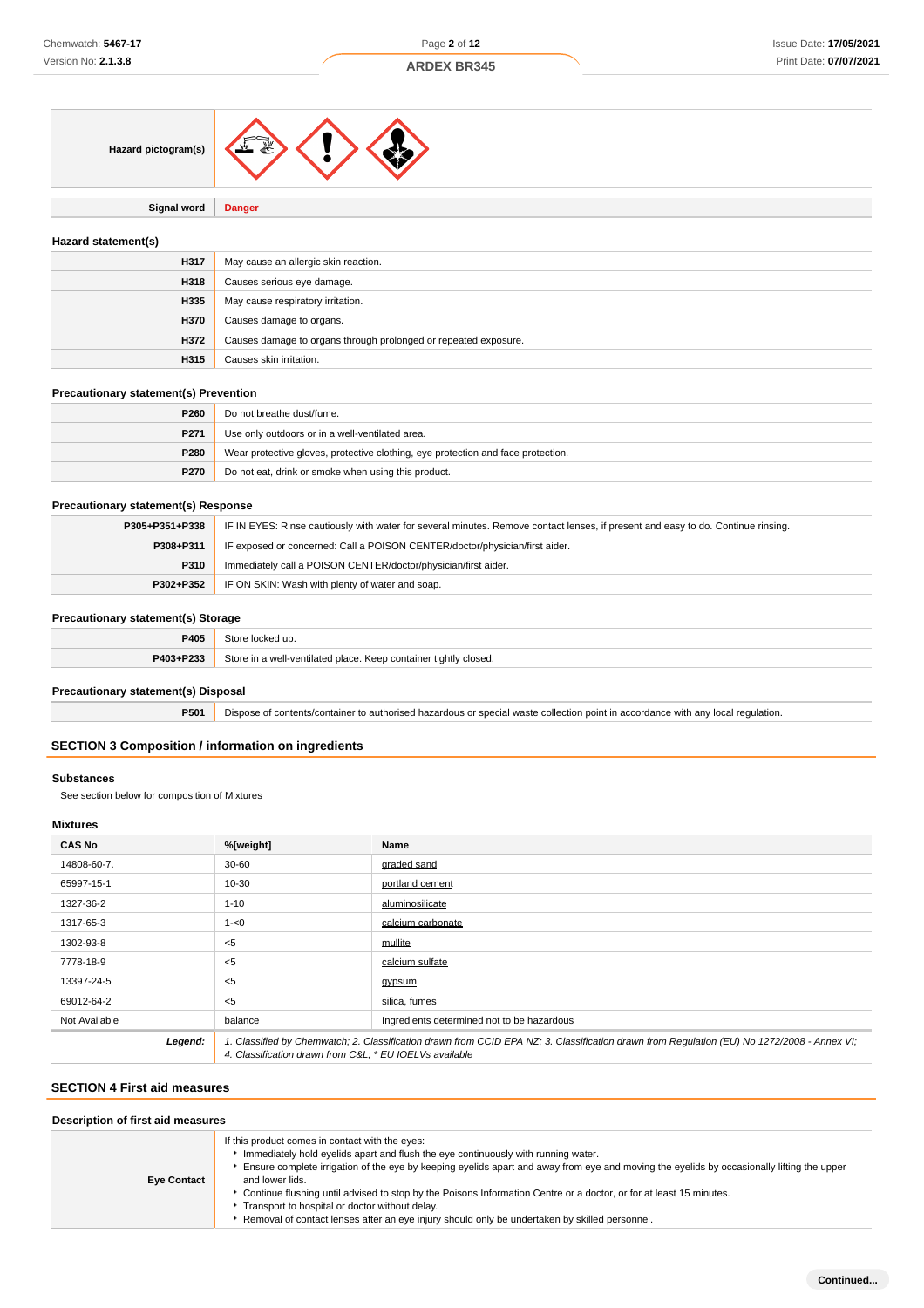| Hazard pictogram(s) | |
|---|---|

| Signal word | Danger |
|---|---|

### Hazard statement(s)

| | |
|---|---|
| H317 | May cause an allergic skin reaction. |
| H318 | Causes serious eye damage. |
| H335 | May cause respiratory irritation. |
| H370 | Causes damage to organs. |
| H372 | Causes damage to organs through prolonged or repeated exposure. |
| H315 | Causes skin irritation. |

### Precautionary statement(s) Prevention

| | |
|---|---|
| P260 | Do not breathe dust/fume. |
| P271 | Use only outdoors or in a well-ventilated area. |
| P280 | Wear protective gloves, protective clothing, eye protection and face protection. |
| P270 | Do not eat, drink or smoke when using this product. |

### Precautionary statement(s) Response

| | |
|---|---|
| P305+P351+P338 | IF IN EYES: Rinse cautiously with water for several minutes. Remove contact lenses, if present and easy to do. Continue rinsing. |
| P308+P311 | IF exposed or concerned: Call a POISON CENTER/doctor/physician/first aider. |
| P310 | Immediately call a POISON CENTER/doctor/physician/first aider. |
| P302+P352 | IF ON SKIN: Wash with plenty of water and soap. |

### Precautionary statement(s) Storage

| | |
|---|---|
| P405 | Store locked up. |
| P403+P233 | Store in a well-ventilated place. Keep container tightly closed. |

### Precautionary statement(s) Disposal

| | |
|---|---|
| P501 | Dispose of contents/container to authorised hazardous or special waste collection point in accordance with any local regulation. |

## SECTION 3 Composition / information on ingredients

### Substances

See section below for composition of Mixtures

### Mixtures

| CAS No | %[weight] | Name |
|---|---|---|
| 14808-60-7. | 30-60 | graded sand |
| 65997-15-1 | 10-30 | portland cement |
| 1327-36-2 | 1-10 | aluminosilicate |
| 1317-65-3 | 1-<0 | calcium carbonate |
| 1302-93-8 | <5 | mullite |
| 7778-18-9 | <5 | calcium sulfate |
| 13397-24-5 | <5 | gypsum |
| 69012-64-2 | <5 | silica, fumes |
| Not Available | balance | Ingredients determined not to be hazardous |
| *Legend:* | *1. Classified by Chemwatch; 2. Classification drawn from CCID EPA NZ; 3. Classification drawn from Regulation (EU) No 1272/2008 - Annex VI; 4. Classification drawn from C&L; * EU IOELVs available* | |

## SECTION 4 First aid measures

### Description of first aid measures

| | |
|---|---|
| Eye Contact | If this product comes in contact with the eyes:<br>▸ Immediately hold eyelids apart and flush the eye continuously with running water.<br>▸ Ensure complete irrigation of the eye by keeping eyelids apart and away from eye and moving the eyelids by occasionally lifting the upper and lower lids.<br>▸ Continue flushing until advised to stop by the Poisons Information Centre or a doctor, or for at least 15 minutes.<br>▸ Transport to hospital or doctor without delay.<br>▸ Removal of contact lenses after an eye injury should only be undertaken by skilled personnel. |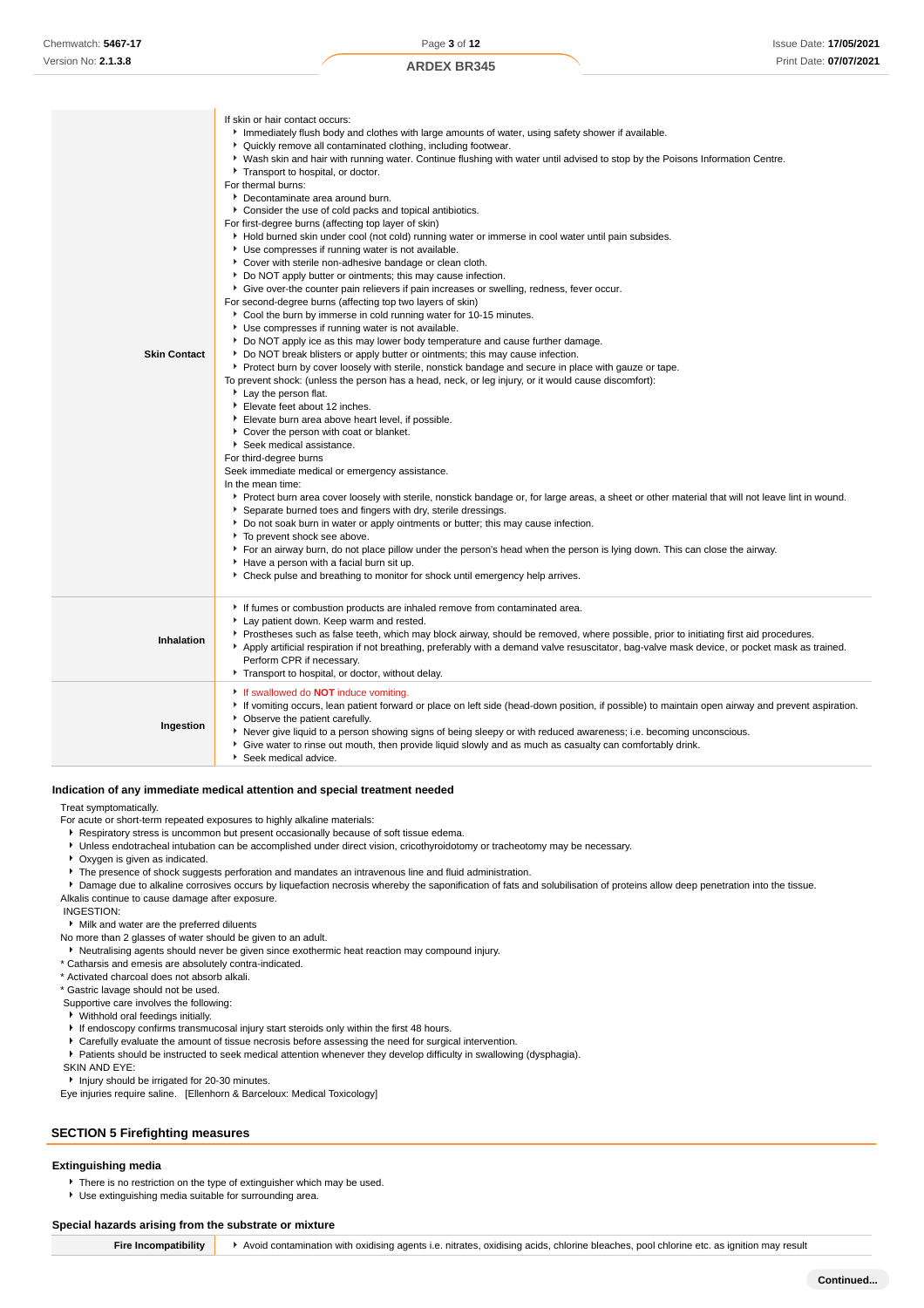| | |
|---|---|
| **Skin Contact** | If skin or hair contact occurs:<br>▸ Immediately flush body and clothes with large amounts of water, using safety shower if available.<br>▸ Quickly remove all contaminated clothing, including footwear.<br>▸ Wash skin and hair with running water. Continue flushing with water until advised to stop by the Poisons Information Centre.<br>▸ Transport to hospital, or doctor.<br>For thermal burns:<br>▸ Decontaminate area around burn.<br>▸ Consider the use of cold packs and topical antibiotics.<br>For first-degree burns (affecting top layer of skin)<br>▸ Hold burned skin under cool (not cold) running water or immerse in cool water until pain subsides.<br>▸ Use compresses if running water is not available.<br>▸ Cover with sterile non-adhesive bandage or clean cloth.<br>▸ Do NOT apply butter or ointments; this may cause infection.<br>▸ Give over-the counter pain relievers if pain increases or swelling, redness, fever occur.<br>For second-degree burns (affecting top two layers of skin)<br>▸ Cool the burn by immerse in cold running water for 10-15 minutes.<br>▸ Use compresses if running water is not available.<br>▸ Do NOT apply ice as this may lower body temperature and cause further damage.<br>▸ Do NOT break blisters or apply butter or ointments; this may cause infection.<br>▸ Protect burn by cover loosely with sterile, nonstick bandage and secure in place with gauze or tape.<br>To prevent shock: (unless the person has a head, neck, or leg injury, or it would cause discomfort):<br>▸ Lay the person flat.<br>▸ Elevate feet about 12 inches.<br>▸ Elevate burn area above heart level, if possible.<br>▸ Cover the person with coat or blanket.<br>▸ Seek medical assistance.<br>For third-degree burns<br>Seek immediate medical or emergency assistance.<br>In the mean time:<br>▸ Protect burn area cover loosely with sterile, nonstick bandage or, for large areas, a sheet or other material that will not leave lint in wound.<br>▸ Separate burned toes and fingers with dry, sterile dressings.<br>▸ Do not soak burn in water or apply ointments or butter; this may cause infection.<br>▸ To prevent shock see above.<br>▸ For an airway burn, do not place pillow under the person's head when the person is lying down. This can close the airway.<br>▸ Have a person with a facial burn sit up.<br>▸ Check pulse and breathing to monitor for shock until emergency help arrives. |
| **Inhalation** | ▸ If fumes or combustion products are inhaled remove from contaminated area.<br>▸ Lay patient down. Keep warm and rested.<br>▸ Prostheses such as false teeth, which may block airway, should be removed, where possible, prior to initiating first aid procedures.<br>▸ Apply artificial respiration if not breathing, preferably with a demand valve resuscitator, bag-valve mask device, or pocket mask as trained. Perform CPR if necessary.<br>▸ Transport to hospital, or doctor, without delay. |
| **Ingestion** | ▸ If swallowed do **NOT** induce vomiting.<br>▸ If vomiting occurs, lean patient forward or place on left side (head-down position, if possible) to maintain open airway and prevent aspiration.<br>▸ Observe the patient carefully.<br>▸ Never give liquid to a person showing signs of being sleepy or with reduced awareness; i.e. becoming unconscious.<br>▸ Give water to rinse out mouth, then provide liquid slowly and as much as casualty can comfortably drink.<br>▸ Seek medical advice. |

### Indication of any immediate medical attention and special treatment needed

Treat symptomatically.
For acute or short-term repeated exposures to highly alkaline materials:

- Respiratory stress is uncommon but present occasionally because of soft tissue edema.
- Unless endotracheal intubation can be accomplished under direct vision, cricothyroidotomy or tracheotomy may be necessary.
- Oxygen is given as indicated.
- The presence of shock suggests perforation and mandates an intravenous line and fluid administration.
- Damage due to alkaline corrosives occurs by liquefaction necrosis whereby the saponification of fats and solubilisation of proteins allow deep penetration into the tissue.

Alkalis continue to cause damage after exposure.
INGESTION:

- Milk and water are the preferred diluents

No more than 2 glasses of water should be given to an adult.

- Neutralising agents should never be given since exothermic heat reaction may compound injury.

* Catharsis and emesis are absolutely contra-indicated.
* Activated charcoal does not absorb alkali.
* Gastric lavage should not be used.

Supportive care involves the following:

- Withhold oral feedings initially.
- If endoscopy confirms transmucosal injury start steroids only within the first 48 hours.
- Carefully evaluate the amount of tissue necrosis before assessing the need for surgical intervention.
- Patients should be instructed to seek medical attention whenever they develop difficulty in swallowing (dysphagia).

SKIN AND EYE:

- Injury should be irrigated for 20-30 minutes.

Eye injuries require saline. [Ellenhorn & Barceloux: Medical Toxicology]

## SECTION 5 Firefighting measures

### Extinguishing media

- There is no restriction on the type of extinguisher which may be used.
- Use extinguishing media suitable for surrounding area.

### Special hazards arising from the substrate or mixture

| | |
|---|---|
| **Fire Incompatibility** | ▸ Avoid contamination with oxidising agents i.e. nitrates, oxidising acids, chlorine bleaches, pool chlorine etc. as ignition may result |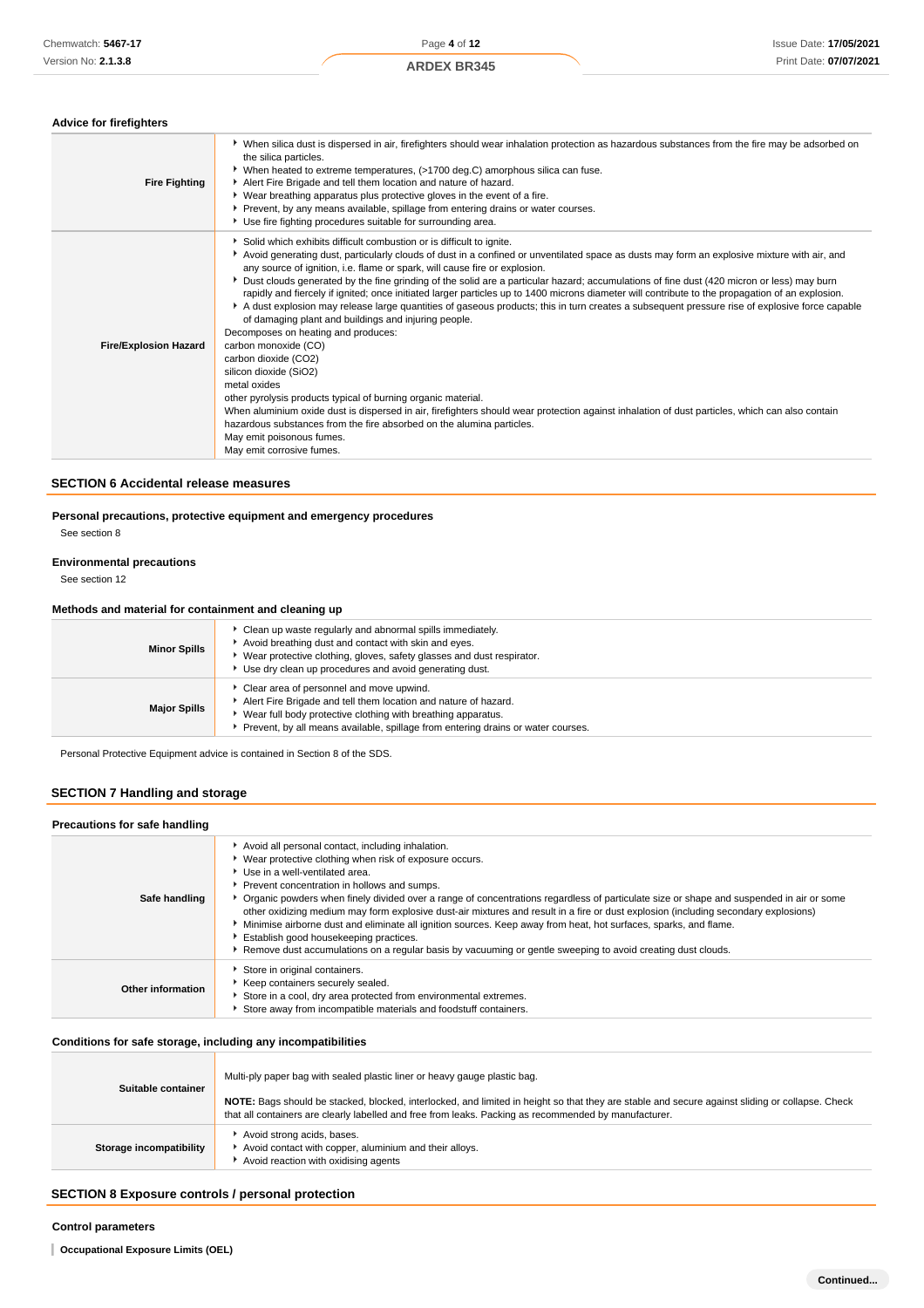### Advice for firefighters

| | |
|---|---|
| **Fire Fighting** | ▸ When silica dust is dispersed in air, firefighters should wear inhalation protection as hazardous substances from the fire may be adsorbed on the silica particles.<br>▸ When heated to extreme temperatures, (>1700 deg.C) amorphous silica can fuse.<br>▸ Alert Fire Brigade and tell them location and nature of hazard.<br>▸ Wear breathing apparatus plus protective gloves in the event of a fire.<br>▸ Prevent, by any means available, spillage from entering drains or water courses.<br>▸ Use fire fighting procedures suitable for surrounding area. |
| **Fire/Explosion Hazard** | ▸ Solid which exhibits difficult combustion or is difficult to ignite.<br>▸ Avoid generating dust, particularly clouds of dust in a confined or unventilated space as dusts may form an explosive mixture with air, and any source of ignition, i.e. flame or spark, will cause fire or explosion.<br>▸ Dust clouds generated by the fine grinding of the solid are a particular hazard; accumulations of fine dust (420 micron or less) may burn rapidly and fiercely if ignited; once initiated larger particles up to 1400 microns diameter will contribute to the propagation of an explosion.<br>▸ A dust explosion may release large quantities of gaseous products; this in turn creates a subsequent pressure rise of explosive force capable of damaging plant and buildings and injuring people.<br>Decomposes on heating and produces:<br>carbon monoxide (CO)<br>carbon dioxide ($CO_2$)<br>silicon dioxide ($SiO_2$)<br>metal oxides<br>other pyrolysis products typical of burning organic material.<br>When aluminium oxide dust is dispersed in air, firefighters should wear protection against inhalation of dust particles, which can also contain hazardous substances from the fire absorbed on the alumina particles.<br>May emit poisonous fumes.<br>May emit corrosive fumes. |

## SECTION 6 Accidental release measures

### Personal precautions, protective equipment and emergency procedures

See section 8

### Environmental precautions

See section 12

### Methods and material for containment and cleaning up

| | |
|---|---|
| **Minor Spills** | ▸ Clean up waste regularly and abnormal spills immediately.<br>▸ Avoid breathing dust and contact with skin and eyes.<br>▸ Wear protective clothing, gloves, safety glasses and dust respirator.<br>▸ Use dry clean up procedures and avoid generating dust. |
| **Major Spills** | ▸ Clear area of personnel and move upwind.<br>▸ Alert Fire Brigade and tell them location and nature of hazard.<br>▸ Wear full body protective clothing with breathing apparatus.<br>▸ Prevent, by all means available, spillage from entering drains or water courses. |

Personal Protective Equipment advice is contained in Section 8 of the SDS.

## SECTION 7 Handling and storage

### Precautions for safe handling

| | |
|---|---|
| **Safe handling** | ▸ Avoid all personal contact, including inhalation.<br>▸ Wear protective clothing when risk of exposure occurs.<br>▸ Use in a well-ventilated area.<br>▸ Prevent concentration in hollows and sumps.<br>▸ Organic powders when finely divided over a range of concentrations regardless of particulate size or shape and suspended in air or some other oxidizing medium may form explosive dust-air mixtures and result in a fire or dust explosion (including secondary explosions)<br>▸ Minimise airborne dust and eliminate all ignition sources. Keep away from heat, hot surfaces, sparks, and flame.<br>▸ Establish good housekeeping practices.<br>▸ Remove dust accumulations on a regular basis by vacuuming or gentle sweeping to avoid creating dust clouds. |
| **Other information** | ▸ Store in original containers.<br>▸ Keep containers securely sealed.<br>▸ Store in a cool, dry area protected from environmental extremes.<br>▸ Store away from incompatible materials and foodstuff containers. |

### Conditions for safe storage, including any incompatibilities

| | |
|---|---|
| **Suitable container** | Multi-ply paper bag with sealed plastic liner or heavy gauge plastic bag.<br><br>**NOTE:** Bags should be stacked, blocked, interlocked, and limited in height so that they are stable and secure against sliding or collapse. Check that all containers are clearly labelled and free from leaks. Packing as recommended by manufacturer. |
| **Storage incompatibility** | ▸ Avoid strong acids, bases.<br>▸ Avoid contact with copper, aluminium and their alloys.<br>▸ Avoid reaction with oxidising agents |

## SECTION 8 Exposure controls / personal protection

### Control parameters

**Occupational Exposure Limits (OEL)**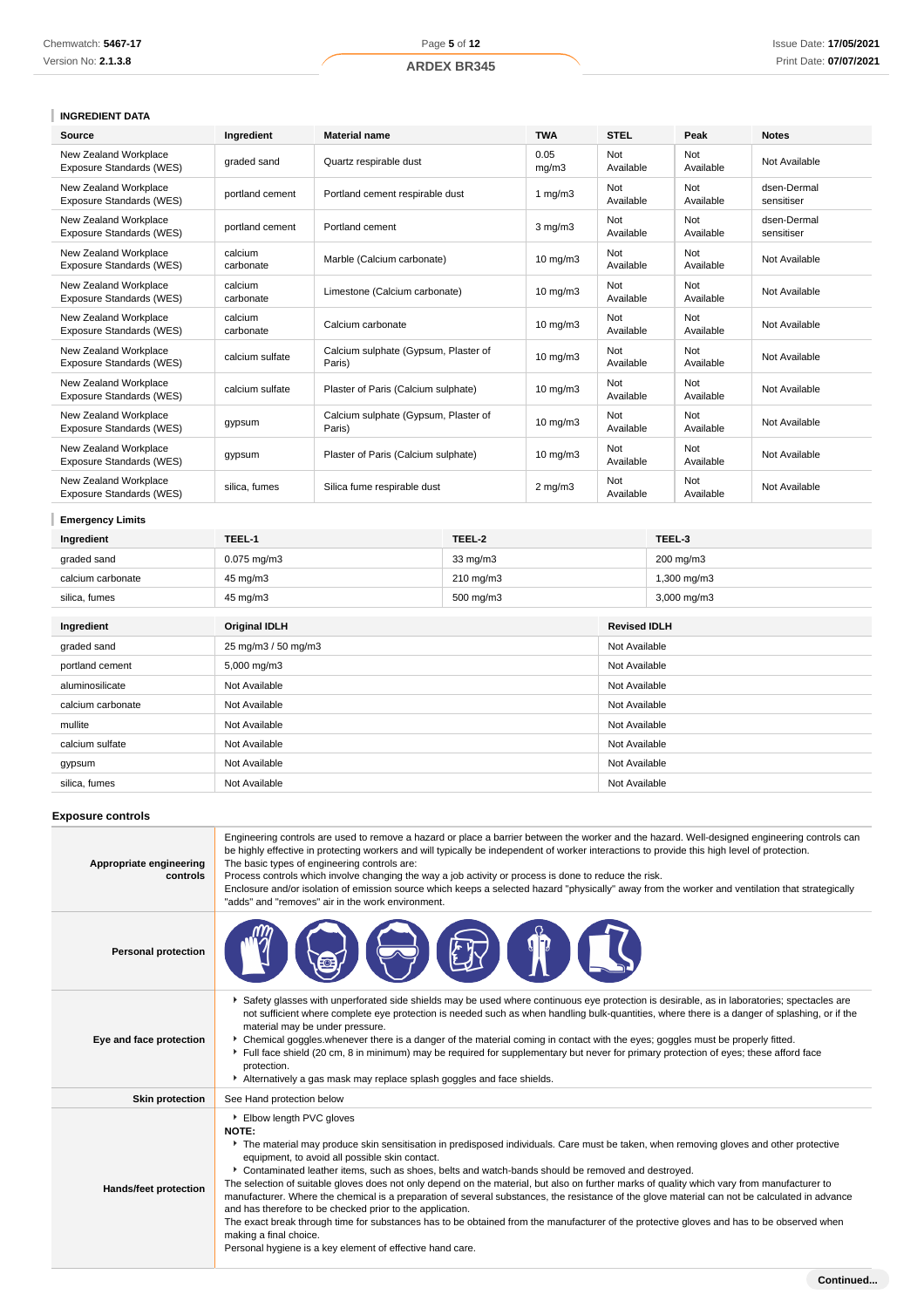### INGREDIENT DATA

| Source | Ingredient | Material name | TWA | STEL | Peak | Notes |
|---|---|---|---|---|---|---|
| New Zealand Workplace Exposure Standards (WES) | graded sand | Quartz respirable dust | 0.05 mg/m3 | Not Available | Not Available | Not Available |
| New Zealand Workplace Exposure Standards (WES) | portland cement | Portland cement respirable dust | 1 mg/m3 | Not Available | Not Available | dsen-Dermal sensitiser |
| New Zealand Workplace Exposure Standards (WES) | portland cement | Portland cement | 3 mg/m3 | Not Available | Not Available | dsen-Dermal sensitiser |
| New Zealand Workplace Exposure Standards (WES) | calcium carbonate | Marble (Calcium carbonate) | 10 mg/m3 | Not Available | Not Available | Not Available |
| New Zealand Workplace Exposure Standards (WES) | calcium carbonate | Limestone (Calcium carbonate) | 10 mg/m3 | Not Available | Not Available | Not Available |
| New Zealand Workplace Exposure Standards (WES) | calcium carbonate | Calcium carbonate | 10 mg/m3 | Not Available | Not Available | Not Available |
| New Zealand Workplace Exposure Standards (WES) | calcium sulfate | Calcium sulphate (Gypsum, Plaster of Paris) | 10 mg/m3 | Not Available | Not Available | Not Available |
| New Zealand Workplace Exposure Standards (WES) | calcium sulfate | Plaster of Paris (Calcium sulphate) | 10 mg/m3 | Not Available | Not Available | Not Available |
| New Zealand Workplace Exposure Standards (WES) | gypsum | Calcium sulphate (Gypsum, Plaster of Paris) | 10 mg/m3 | Not Available | Not Available | Not Available |
| New Zealand Workplace Exposure Standards (WES) | gypsum | Plaster of Paris (Calcium sulphate) | 10 mg/m3 | Not Available | Not Available | Not Available |
| New Zealand Workplace Exposure Standards (WES) | silica, fumes | Silica fume respirable dust | 2 mg/m3 | Not Available | Not Available | Not Available |

### Emergency Limits

| Ingredient | TEEL-1 | TEEL-2 | TEEL-3 |
|---|---|---|---|
| graded sand | 0.075 mg/m3 | 33 mg/m3 | 200 mg/m3 |
| calcium carbonate | 45 mg/m3 | 210 mg/m3 | 1,300 mg/m3 |
| silica, fumes | 45 mg/m3 | 500 mg/m3 | 3,000 mg/m3 |

| Ingredient | Original IDLH | Revised IDLH |
|---|---|---|
| graded sand | 25 mg/m3 / 50 mg/m3 | Not Available |
| portland cement | 5,000 mg/m3 | Not Available |
| aluminosilicate | Not Available | Not Available |
| calcium carbonate | Not Available | Not Available |
| mullite | Not Available | Not Available |
| calcium sulfate | Not Available | Not Available |
| gypsum | Not Available | Not Available |
| silica, fumes | Not Available | Not Available |

### Exposure controls

| | |
|---|---|
| **Appropriate engineering controls** | Engineering controls are used to remove a hazard or place a barrier between the worker and the hazard. Well-designed engineering controls can be highly effective in protecting workers and will typically be independent of worker interactions to provide this high level of protection.<br>The basic types of engineering controls are:<br>Process controls which involve changing the way a job activity or process is done to reduce the risk.<br>Enclosure and/or isolation of emission source which keeps a selected hazard "physically" away from the worker and ventilation that strategically "adds" and "removes" air in the work environment. |
| **Personal protection** | |
| **Eye and face protection** | ▸ Safety glasses with unperforated side shields may be used where continuous eye protection is desirable, as in laboratories; spectacles are not sufficient where complete eye protection is needed such as when handling bulk-quantities, where there is a danger of splashing, or if the material may be under pressure.<br>▸ Chemical goggles.whenever there is a danger of the material coming in contact with the eyes; goggles must be properly fitted.<br>▸ Full face shield (20 cm, 8 in minimum) may be required for supplementary but never for primary protection of eyes; these afford face protection.<br>▸ Alternatively a gas mask may replace splash goggles and face shields. |
| **Skin protection** | See Hand protection below |
| **Hands/feet protection** | ▸ Elbow length PVC gloves<br>**NOTE:**<br>▸ The material may produce skin sensitisation in predisposed individuals. Care must be taken, when removing gloves and other protective equipment, to avoid all possible skin contact.<br>▸ Contaminated leather items, such as shoes, belts and watch-bands should be removed and destroyed.<br>The selection of suitable gloves does not only depend on the material, but also on further marks of quality which vary from manufacturer to manufacturer. Where the chemical is a preparation of several substances, the resistance of the glove material can not be calculated in advance and has therefore to be checked prior to the application.<br>The exact break through time for substances has to be obtained from the manufacturer of the protective gloves and has to be observed when making a final choice.<br>Personal hygiene is a key element of effective hand care. |

**Continued...**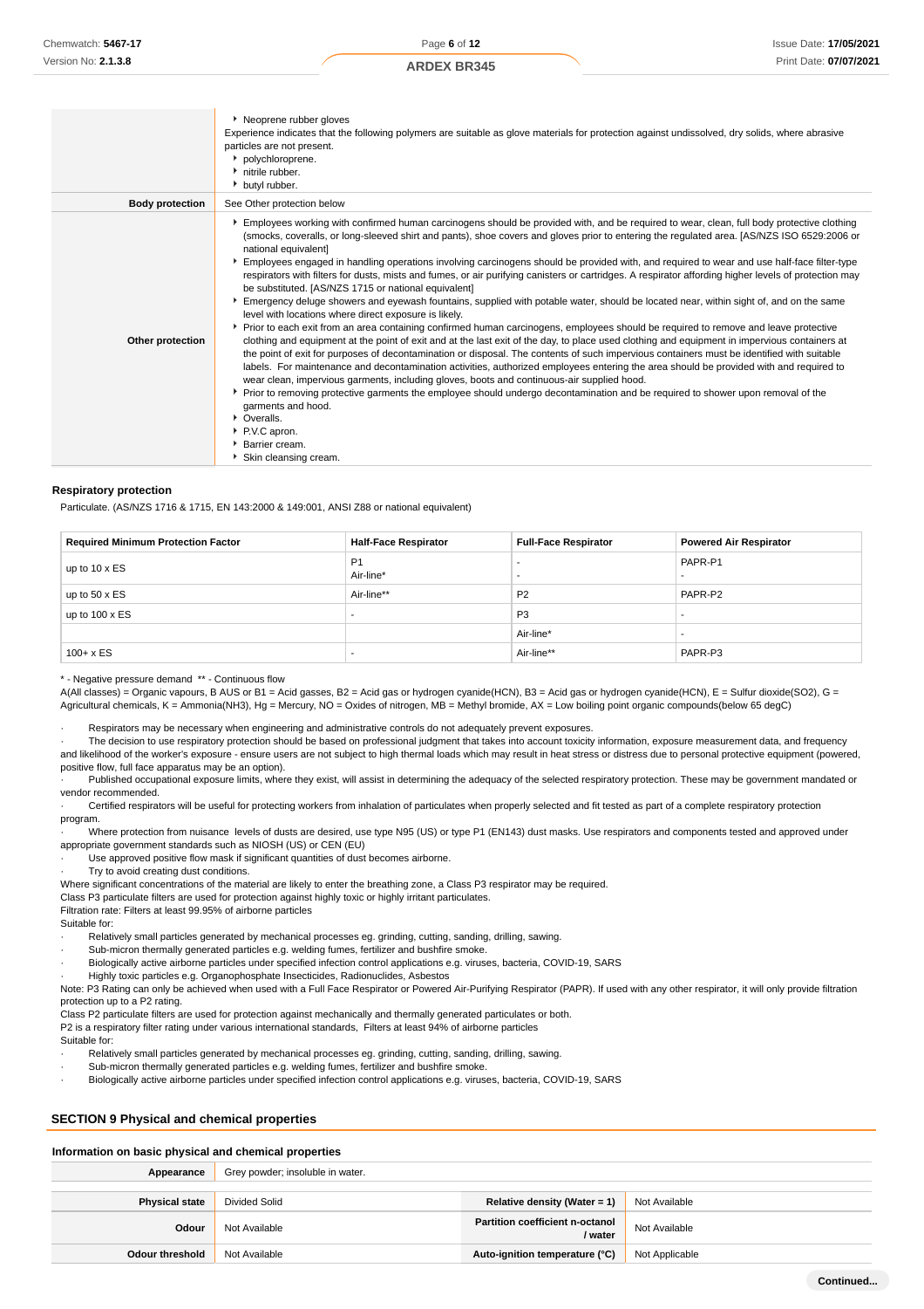| | |
|---|---|
| | • Neoprene rubber gloves<br>Experience indicates that the following polymers are suitable as glove materials for protection against undissolved, dry solids, where abrasive particles are not present.<br>• polychloroprene.<br>• nitrile rubber.<br>• butyl rubber. |
| **Body protection** | See Other protection below |
| **Other protection** | • Employees working with confirmed human carcinogens should be provided with, and be required to wear, clean, full body protective clothing (smocks, coveralls, or long-sleeved shirt and pants), shoe covers and gloves prior to entering the regulated area. [AS/NZS ISO 6529:2006 or national equivalent]<br>• Employees engaged in handling operations involving carcinogens should be provided with, and required to wear and use half-face filter-type respirators with filters for dusts, mists and fumes, or air purifying canisters or cartridges. A respirator affording higher levels of protection may be substituted. [AS/NZS 1715 or national equivalent]<br>• Emergency deluge showers and eyewash fountains, supplied with potable water, should be located near, within sight of, and on the same level with locations where direct exposure is likely.<br>• Prior to each exit from an area containing confirmed human carcinogens, employees should be required to remove and leave protective clothing and equipment at the point of exit and at the last exit of the day, to place used clothing and equipment in impervious containers at the point of exit for purposes of decontamination or disposal. The contents of such impervious containers must be identified with suitable labels. For maintenance and decontamination activities, authorized employees entering the area should be provided with and required to wear clean, impervious garments, including gloves, boots and continuous-air supplied hood.<br>• Prior to removing protective garments the employee should undergo decontamination and be required to shower upon removal of the garments and hood.<br>• Overalls.<br>• P.V.C apron.<br>• Barrier cream.<br>• Skin cleansing cream. |

### Respiratory protection

Particulate. (AS/NZS 1716 & 1715, EN 143:2000 & 149:001, ANSI Z88 or national equivalent)

| Required Minimum Protection Factor | Half-Face Respirator | Full-Face Respirator | Powered Air Respirator |
|---|---|---|---|
| up to 10 x ES | P1<br>Air-line* | -<br>- | PAPR-P1<br>- |
| up to 50 x ES | Air-line** | P2 | PAPR-P2 |
| up to 100 x ES | - | P3 | - |
| | | Air-line* | - |
| 100+ x ES | - | Air-line** | PAPR-P3 |

* - Negative pressure demand ** - Continuous flow

A(All classes) = Organic vapours, B AUS or B1 = Acid gasses, B2 = Acid gas or hydrogen cyanide(HCN), B3 = Acid gas or hydrogen cyanide(HCN), E = Sulfur dioxide(SO2), G = Agricultural chemicals, K = Ammonia(NH3), Hg = Mercury, NO = Oxides of nitrogen, MB = Methyl bromide, AX = Low boiling point organic compounds(below 65 degC)

· Respirators may be necessary when engineering and administrative controls do not adequately prevent exposures.
· The decision to use respiratory protection should be based on professional judgment that takes into account toxicity information, exposure measurement data, and frequency and likelihood of the worker's exposure - ensure users are not subject to high thermal loads which may result in heat stress or distress due to personal protective equipment (powered, positive flow, full face apparatus may be an option).
· Published occupational exposure limits, where they exist, will assist in determining the adequacy of the selected respiratory protection. These may be government mandated or vendor recommended.
· Certified respirators will be useful for protecting workers from inhalation of particulates when properly selected and fit tested as part of a complete respiratory protection program.
· Where protection from nuisance levels of dusts are desired, use type N95 (US) or type P1 (EN143) dust masks. Use respirators and components tested and approved under appropriate government standards such as NIOSH (US) or CEN (EU)
· Use approved positive flow mask if significant quantities of dust becomes airborne.
· Try to avoid creating dust conditions.

Where significant concentrations of the material are likely to enter the breathing zone, a Class P3 respirator may be required.
Class P3 particulate filters are used for protection against highly toxic or highly irritant particulates.
Filtration rate: Filters at least 99.95% of airborne particles
Suitable for:

· Relatively small particles generated by mechanical processes eg. grinding, cutting, sanding, drilling, sawing.
· Sub-micron thermally generated particles e.g. welding fumes, fertilizer and bushfire smoke.
· Biologically active airborne particles under specified infection control applications e.g. viruses, bacteria, COVID-19, SARS
· Highly toxic particles e.g. Organophosphate Insecticides, Radionuclides, Asbestos

Note: P3 Rating can only be achieved when used with a Full Face Respirator or Powered Air-Purifying Respirator (PAPR). If used with any other respirator, it will only provide filtration protection up to a P2 rating.
Class P2 particulate filters are used for protection against mechanically and thermally generated particulates or both.
P2 is a respiratory filter rating under various international standards, Filters at least 94% of airborne particles
Suitable for:

· Relatively small particles generated by mechanical processes eg. grinding, cutting, sanding, drilling, sawing.
· Sub-micron thermally generated particles e.g. welding fumes, fertilizer and bushfire smoke.
· Biologically active airborne particles under specified infection control applications e.g. viruses, bacteria, COVID-19, SARS

## SECTION 9 Physical and chemical properties

### Information on basic physical and chemical properties

| | | | |
|---|---|---|---|
| **Appearance** | Grey powder; insoluble in water. | | |
| **Physical state** | Divided Solid | **Relative density (Water = 1)** | Not Available |
| **Odour** | Not Available | **Partition coefficient n-octanol / water** | Not Available |
| **Odour threshold** | Not Available | **Auto-ignition temperature (°C)** | Not Applicable |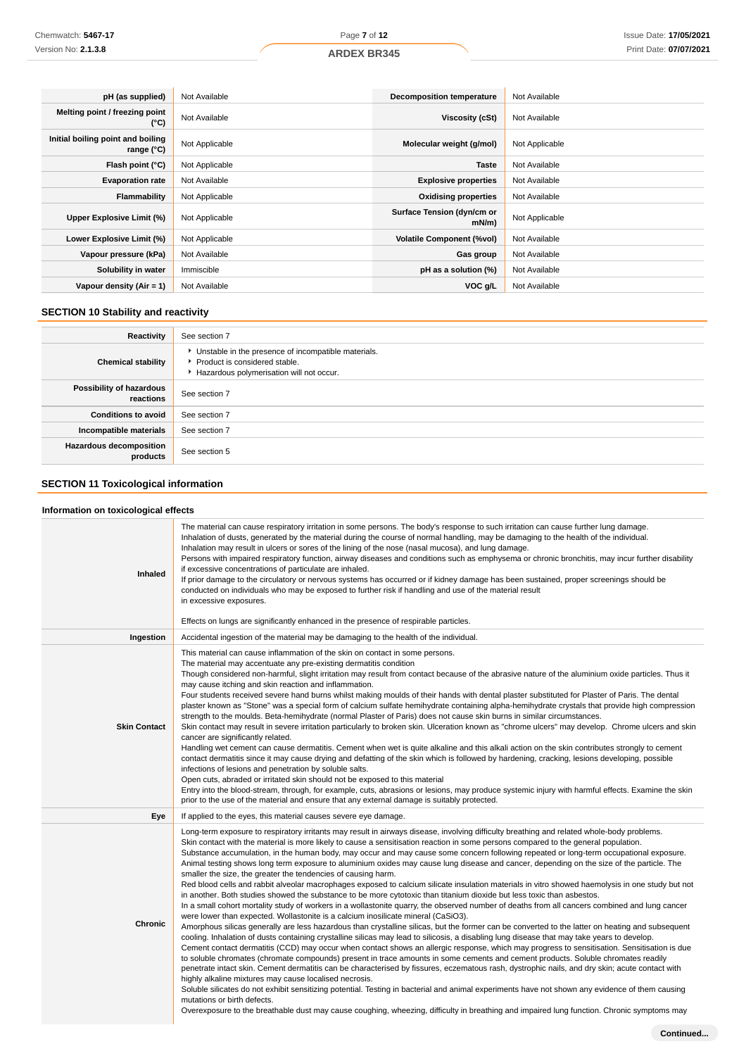| pH (as supplied) | Not Available | Decomposition temperature | Not Available |
|---|---|---|---|
| Melting point / freezing point (°C) | Not Available | Viscosity (cSt) | Not Available |
| Initial boiling point and boiling range (°C) | Not Applicable | Molecular weight (g/mol) | Not Applicable |
| Flash point (°C) | Not Applicable | Taste | Not Available |
| Evaporation rate | Not Available | Explosive properties | Not Available |
| Flammability | Not Applicable | Oxidising properties | Not Available |
| Upper Explosive Limit (%) | Not Applicable | Surface Tension (dyn/cm or mN/m) | Not Applicable |
| Lower Explosive Limit (%) | Not Applicable | Volatile Component (%vol) | Not Available |
| Vapour pressure (kPa) | Not Available | Gas group | Not Available |
| Solubility in water | Immiscible | pH as a solution (%) | Not Available |
| Vapour density (Air = 1) | Not Available | VOC g/L | Not Available |

## SECTION 10 Stability and reactivity

| | |
|---|---|
| Reactivity | See section 7 |
| Chemical stability | ‣ Unstable in the presence of incompatible materials.<br>‣ Product is considered stable.<br>‣ Hazardous polymerisation will not occur. |
| Possibility of hazardous reactions | See section 7 |
| Conditions to avoid | See section 7 |
| Incompatible materials | See section 7 |
| Hazardous decomposition products | See section 5 |

## SECTION 11 Toxicological information

### Information on toxicological effects

| | |
|---|---|
| Inhaled | The material can cause respiratory irritation in some persons. The body's response to such irritation can cause further lung damage.<br>Inhalation of dusts, generated by the material during the course of normal handling, may be damaging to the health of the individual.<br>Inhalation may result in ulcers or sores of the lining of the nose (nasal mucosa), and lung damage.<br>Persons with impaired respiratory function, airway diseases and conditions such as emphysema or chronic bronchitis, may incur further disability if excessive concentrations of particulate are inhaled.<br>If prior damage to the circulatory or nervous systems has occurred or if kidney damage has been sustained, proper screenings should be conducted on individuals who may be exposed to further risk if handling and use of the material result<br>in excessive exposures.<br><br>Effects on lungs are significantly enhanced in the presence of respirable particles. |
| Ingestion | Accidental ingestion of the material may be damaging to the health of the individual. |
| Skin Contact | This material can cause inflammation of the skin on contact in some persons.<br>The material may accentuate any pre-existing dermatitis condition<br>Though considered non-harmful, slight irritation may result from contact because of the abrasive nature of the aluminium oxide particles. Thus it may cause itching and skin reaction and inflammation.<br>Four students received severe hand burns whilst making moulds of their hands with dental plaster substituted for Plaster of Paris. The dental plaster known as "Stone" was a special form of calcium sulfate hemihydrate containing alpha-hemihydrate crystals that provide high compression strength to the moulds. Beta-hemihydrate (normal Plaster of Paris) does not cause skin burns in similar circumstances.<br>Skin contact may result in severe irritation particularly to broken skin. Ulceration known as "chrome ulcers" may develop. Chrome ulcers and skin cancer are significantly related.<br>Handling wet cement can cause dermatitis. Cement when wet is quite alkaline and this alkali action on the skin contributes strongly to cement contact dermatitis since it may cause drying and defatting of the skin which is followed by hardening, cracking, lesions developing, possible infections of lesions and penetration by soluble salts.<br>Open cuts, abraded or irritated skin should not be exposed to this material<br>Entry into the blood-stream, through, for example, cuts, abrasions or lesions, may produce systemic injury with harmful effects. Examine the skin prior to the use of the material and ensure that any external damage is suitably protected. |
| Eye | If applied to the eyes, this material causes severe eye damage. |
| Chronic | Long-term exposure to respiratory irritants may result in airways disease, involving difficulty breathing and related whole-body problems.<br>Skin contact with the material is more likely to cause a sensitisation reaction in some persons compared to the general population.<br>Substance accumulation, in the human body, may occur and may cause some concern following repeated or long-term occupational exposure.<br>Animal testing shows long term exposure to aluminium oxides may cause lung disease and cancer, depending on the size of the particle. The smaller the size, the greater the tendencies of causing harm.<br>Red blood cells and rabbit alveolar macrophages exposed to calcium silicate insulation materials in vitro showed haemolysis in one study but not in another. Both studies showed the substance to be more cytotoxic than titanium dioxide but less toxic than asbestos.<br>In a small cohort mortality study of workers in a wollastonite quarry, the observed number of deaths from all cancers combined and lung cancer were lower than expected. Wollastonite is a calcium inosilicate mineral ($CaSiO_3$).<br>Amorphous silicas generally are less hazardous than crystalline silicas, but the former can be converted to the latter on heating and subsequent cooling. Inhalation of dusts containing crystalline silicas may lead to silicosis, a disabling lung disease that may take years to develop.<br>Cement contact dermatitis (CCD) may occur when contact shows an allergic response, which may progress to sensitisation. Sensitisation is due to soluble chromates (chromate compounds) present in trace amounts in some cements and cement products. Soluble chromates readily penetrate intact skin. Cement dermatitis can be characterised by fissures, eczematous rash, dystrophic nails, and dry skin; acute contact with highly alkaline mixtures may cause localised necrosis.<br>Soluble silicates do not exhibit sensitizing potential. Testing in bacterial and animal experiments have not shown any evidence of them causing mutations or birth defects.<br>Overexposure to the breathable dust may cause coughing, wheezing, difficulty in breathing and impaired lung function. Chronic symptoms may |

Continued...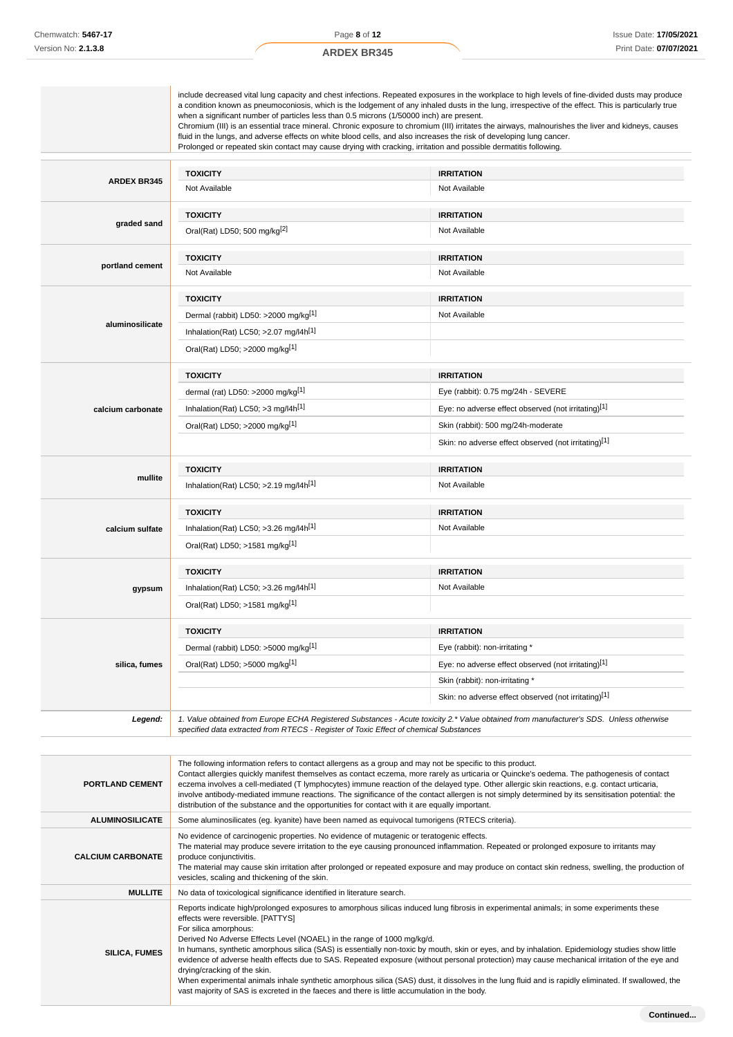| | |
|---|---|
| | include decreased vital lung capacity and chest infections. Repeated exposures in the workplace to high levels of fine-divided dusts may produce a condition known as pneumoconiosis, which is the lodgement of any inhaled dusts in the lung, irrespective of the effect. This is particularly true when a significant number of particles less than 0.5 microns (1/50000 inch) are present.<br>Chromium (III) is an essential trace mineral. Chronic exposure to chromium (III) irritates the airways, malnourishes the liver and kidneys, causes fluid in the lungs, and adverse effects on white blood cells, and also increases the risk of developing lung cancer.<br>Prolonged or repeated skin contact may cause drying with cracking, irritation and possible dermatitis following. |

| | TOXICITY | IRRITATION |
|---|---|---|
| **ARDEX BR345** | Not Available | Not Available |
| **graded sand** | Oral(Rat) LD50; 500 mg/kg[2] | Not Available |
| **portland cement** | Not Available | Not Available |
| **aluminosilicate** | Dermal (rabbit) LD50: >2000 mg/kg[1] | Not Available |
| | Inhalation(Rat) LC50; >2.07 mg/l4h[1] | |
| | Oral(Rat) LD50; >2000 mg/kg[1] | |
| **calcium carbonate** | dermal (rat) LD50: >2000 mg/kg[1] | Eye (rabbit): 0.75 mg/24h - SEVERE |
| | Inhalation(Rat) LC50; >3 mg/l4h[1] | Eye: no adverse effect observed (not irritating)[1] |
| | Oral(Rat) LD50; >2000 mg/kg[1] | Skin (rabbit): 500 mg/24h-moderate |
| | | Skin: no adverse effect observed (not irritating)[1] |
| **mullite** | Inhalation(Rat) LC50; >2.19 mg/l4h[1] | Not Available |
| **calcium sulfate** | Inhalation(Rat) LC50; >3.26 mg/l4h[1] | Not Available |
| | Oral(Rat) LD50; >1581 mg/kg[1] | |
| **gypsum** | Inhalation(Rat) LC50; >3.26 mg/l4h[1] | Not Available |
| | Oral(Rat) LD50; >1581 mg/kg[1] | |
| **silica, fumes** | Dermal (rabbit) LD50: >5000 mg/kg[1] | Eye (rabbit): non-irritating * |
| | Oral(Rat) LD50; >5000 mg/kg[1] | Eye: no adverse effect observed (not irritating)[1] |
| | | Skin (rabbit): non-irritating * |
| | | Skin: no adverse effect observed (not irritating)[1] |

***Legend:*** *1. Value obtained from Europe ECHA Registered Substances - Acute toxicity 2.* Value obtained from manufacturer's SDS. Unless otherwise specified data extracted from RTECS - Register of Toxic Effect of chemical Substances*

| | |
|---|---|
| **PORTLAND CEMENT** | The following information refers to contact allergens as a group and may not be specific to this product.<br>Contact allergies quickly manifest themselves as contact eczema, more rarely as urticaria or Quincke's oedema. The pathogenesis of contact eczema involves a cell-mediated (T lymphocytes) immune reaction of the delayed type. Other allergic skin reactions, e.g. contact urticaria, involve antibody-mediated immune reactions. The significance of the contact allergen is not simply determined by its sensitisation potential: the distribution of the substance and the opportunities for contact with it are equally important. |
| **ALUMINOSILICATE** | Some aluminosilicates (eg. kyanite) have been named as equivocal tumorigens (RTECS criteria). |
| **CALCIUM CARBONATE** | No evidence of carcinogenic properties. No evidence of mutagenic or teratogenic effects.<br>The material may produce severe irritation to the eye causing pronounced inflammation. Repeated or prolonged exposure to irritants may produce conjunctivitis.<br>The material may cause skin irritation after prolonged or repeated exposure and may produce on contact skin redness, swelling, the production of vesicles, scaling and thickening of the skin. |
| **MULLITE** | No data of toxicological significance identified in literature search. |
| **SILICA, FUMES** | Reports indicate high/prolonged exposures to amorphous silicas induced lung fibrosis in experimental animals; in some experiments these effects were reversible. [PATTYS]<br>For silica amorphous:<br>Derived No Adverse Effects Level (NOAEL) in the range of 1000 mg/kg/d.<br>In humans, synthetic amorphous silica (SAS) is essentially non-toxic by mouth, skin or eyes, and by inhalation. Epidemiology studies show little evidence of adverse health effects due to SAS. Repeated exposure (without personal protection) may cause mechanical irritation of the eye and drying/cracking of the skin.<br>When experimental animals inhale synthetic amorphous silica (SAS) dust, it dissolves in the lung fluid and is rapidly eliminated. If swallowed, the vast majority of SAS is excreted in the faeces and there is little accumulation in the body. |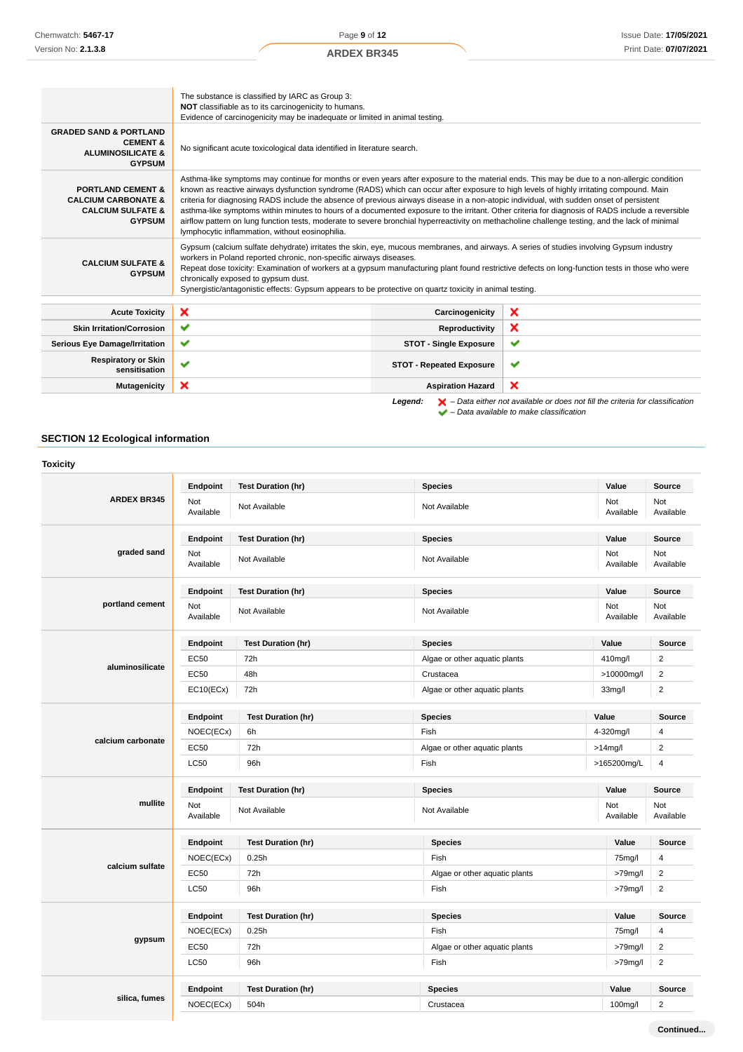| | |
|---|---|
| | The substance is classified by IARC as Group 3: **NOT** classifiable as to its carcinogenicity to humans. Evidence of carcinogenicity may be inadequate or limited in animal testing. |
| **GRADED SAND & PORTLAND CEMENT & ALUMINOSILICATE & GYPSUM** | No significant acute toxicological data identified in literature search. |
| **PORTLAND CEMENT & CALCIUM CARBONATE & CALCIUM SULFATE & GYPSUM** | Asthma-like symptoms may continue for months or even years after exposure to the material ends. This may be due to a non-allergic condition known as reactive airways dysfunction syndrome (RADS) which can occur after exposure to high levels of highly irritating compound. Main criteria for diagnosing RADS include the absence of previous airways disease in a non-atopic individual, with sudden onset of persistent asthma-like symptoms within minutes to hours of a documented exposure to the irritant. Other criteria for diagnosis of RADS include a reversible airflow pattern on lung function tests, moderate to severe bronchial hyperreactivity on methacholine challenge testing, and the lack of minimal lymphocytic inflammation, without eosinophilia. |
| **CALCIUM SULFATE & GYPSUM** | Gypsum (calcium sulfate dehydrate) irritates the skin, eye, mucous membranes, and airways. A series of studies involving Gypsum industry workers in Poland reported chronic, non-specific airways diseases. Repeat dose toxicity: Examination of workers at a gypsum manufacturing plant found restrictive defects on long-function tests in those who were chronically exposed to gypsum dust. Synergistic/antagonistic effects: Gypsum appears to be protective on quartz toxicity in animal testing. |

| | | | |
|---|---|---|---|
| **Acute Toxicity** | ✘ | **Carcinogenicity** | ✘ |
| **Skin Irritation/Corrosion** | ✔ | **Reproductivity** | ✘ |
| **Serious Eye Damage/Irritation** | ✔ | **STOT - Single Exposure** | ✔ |
| **Respiratory or Skin sensitisation** | ✔ | **STOT - Repeated Exposure** | ✔ |
| **Mutagenicity** | ✘ | **Aspiration Hazard** | ✘ |

***Legend:*** ✘ *– Data either not available or does not fill the criteria for classification*
✔ *– Data available to make classification*

## SECTION 12 Ecological information

### Toxicity

**ARDEX BR345**

| Endpoint | Test Duration (hr) | Species | Value | Source |
|---|---|---|---|---|
| Not Available | Not Available | Not Available | Not Available | Not Available |

**graded sand**

| Endpoint | Test Duration (hr) | Species | Value | Source |
|---|---|---|---|---|
| Not Available | Not Available | Not Available | Not Available | Not Available |

**portland cement**

| Endpoint | Test Duration (hr) | Species | Value | Source |
|---|---|---|---|---|
| Not Available | Not Available | Not Available | Not Available | Not Available |

**aluminosilicate**

| Endpoint | Test Duration (hr) | Species | Value | Source |
|---|---|---|---|---|
| EC50 | 72h | Algae or other aquatic plants | 410mg/l | 2 |
| EC50 | 48h | Crustacea | >10000mg/l | 2 |
| EC10(ECx) | 72h | Algae or other aquatic plants | 33mg/l | 2 |

**calcium carbonate**

| Endpoint | Test Duration (hr) | Species | Value | Source |
|---|---|---|---|---|
| NOEC(ECx) | 6h | Fish | 4-320mg/l | 4 |
| EC50 | 72h | Algae or other aquatic plants | >14mg/l | 2 |
| LC50 | 96h | Fish | >165200mg/L | 4 |

**mullite**

| Endpoint | Test Duration (hr) | Species | Value | Source |
|---|---|---|---|---|
| Not Available | Not Available | Not Available | Not Available | Not Available |

**calcium sulfate**

| Endpoint | Test Duration (hr) | Species | Value | Source |
|---|---|---|---|---|
| NOEC(ECx) | 0.25h | Fish | 75mg/l | 4 |
| EC50 | 72h | Algae or other aquatic plants | >79mg/l | 2 |
| LC50 | 96h | Fish | >79mg/l | 2 |

**gypsum**

| Endpoint | Test Duration (hr) | Species | Value | Source |
|---|---|---|---|---|
| NOEC(ECx) | 0.25h | Fish | 75mg/l | 4 |
| EC50 | 72h | Algae or other aquatic plants | >79mg/l | 2 |
| LC50 | 96h | Fish | >79mg/l | 2 |

**silica, fumes**

| Endpoint | Test Duration (hr) | Species | Value | Source |
|---|---|---|---|---|
| NOEC(ECx) | 504h | Crustacea | 100mg/l | 2 |

**Continued...**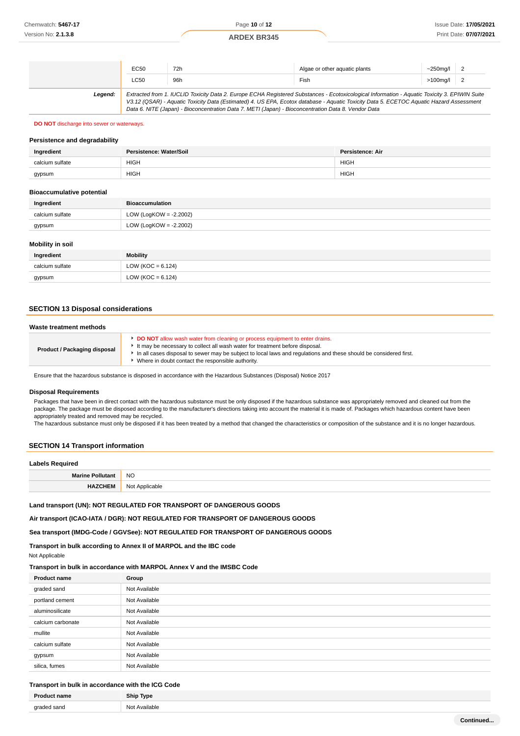| | EC50 | 72h | Algae or other aquatic plants | ~250mg/l | 2 |
|---|---|---|---|---|---|
| | LC50 | 96h | Fish | >100mg/l | 2 |
| **Legend:** | *Extracted from 1. IUCLID Toxicity Data 2. Europe ECHA Registered Substances - Ecotoxicological Information - Aquatic Toxicity 3. EPIWIN Suite V3.12 (QSAR) - Aquatic Toxicity Data (Estimated) 4. US EPA, Ecotox database - Aquatic Toxicity Data 5. ECETOC Aquatic Hazard Assessment Data 6. NITE (Japan) - Bioconcentration Data 7. METI (Japan) - Bioconcentration Data 8. Vendor Data* | | | | |

**DO NOT** discharge into sewer or waterways.

### Persistence and degradability

| Ingredient | Persistence: Water/Soil | Persistence: Air |
|---|---|---|
| calcium sulfate | HIGH | HIGH |
| gypsum | HIGH | HIGH |

### Bioaccumulative potential

| Ingredient | Bioaccumulation |
|---|---|
| calcium sulfate | LOW (LogKOW = -2.2002) |
| gypsum | LOW (LogKOW = -2.2002) |

### Mobility in soil

| Ingredient | Mobility |
|---|---|
| calcium sulfate | LOW (KOC = 6.124) |
| gypsum | LOW (KOC = 6.124) |

## SECTION 13 Disposal considerations

### Waste treatment methods

| | |
|---|---|
| **Product / Packaging disposal** | ▸ **DO NOT** allow wash water from cleaning or process equipment to enter drains.<br>▸ It may be necessary to collect all wash water for treatment before disposal.<br>▸ In all cases disposal to sewer may be subject to local laws and regulations and these should be considered first.<br>▸ Where in doubt contact the responsible authority. |

Ensure that the hazardous substance is disposed in accordance with the Hazardous Substances (Disposal) Notice 2017

### Disposal Requirements

Packages that have been in direct contact with the hazardous substance must be only disposed if the hazardous substance was appropriately removed and cleaned out from the package. The package must be disposed according to the manufacturer's directions taking into account the material it is made of. Packages which hazardous content have been appropriately treated and removed may be recycled.
The hazardous substance must only be disposed if it has been treated by a method that changed the characteristics or composition of the substance and it is no longer hazardous.

## SECTION 14 Transport information

### Labels Required

| | |
|---|---|
| **Marine Pollutant** | NO |
| **HAZCHEM** | Not Applicable |

**Land transport (UN): NOT REGULATED FOR TRANSPORT OF DANGEROUS GOODS**

**Air transport (ICAO-IATA / DGR): NOT REGULATED FOR TRANSPORT OF DANGEROUS GOODS**

**Sea transport (IMDG-Code / GGVSee): NOT REGULATED FOR TRANSPORT OF DANGEROUS GOODS**

### Transport in bulk according to Annex II of MARPOL and the IBC code

Not Applicable

### Transport in bulk in accordance with MARPOL Annex V and the IMSBC Code

| Product name | Group |
|---|---|
| graded sand | Not Available |
| portland cement | Not Available |
| aluminosilicate | Not Available |
| calcium carbonate | Not Available |
| mullite | Not Available |
| calcium sulfate | Not Available |
| gypsum | Not Available |
| silica, fumes | Not Available |

### Transport in bulk in accordance with the ICG Code

| Product name | Ship Type |
|---|---|
| graded sand | Not Available |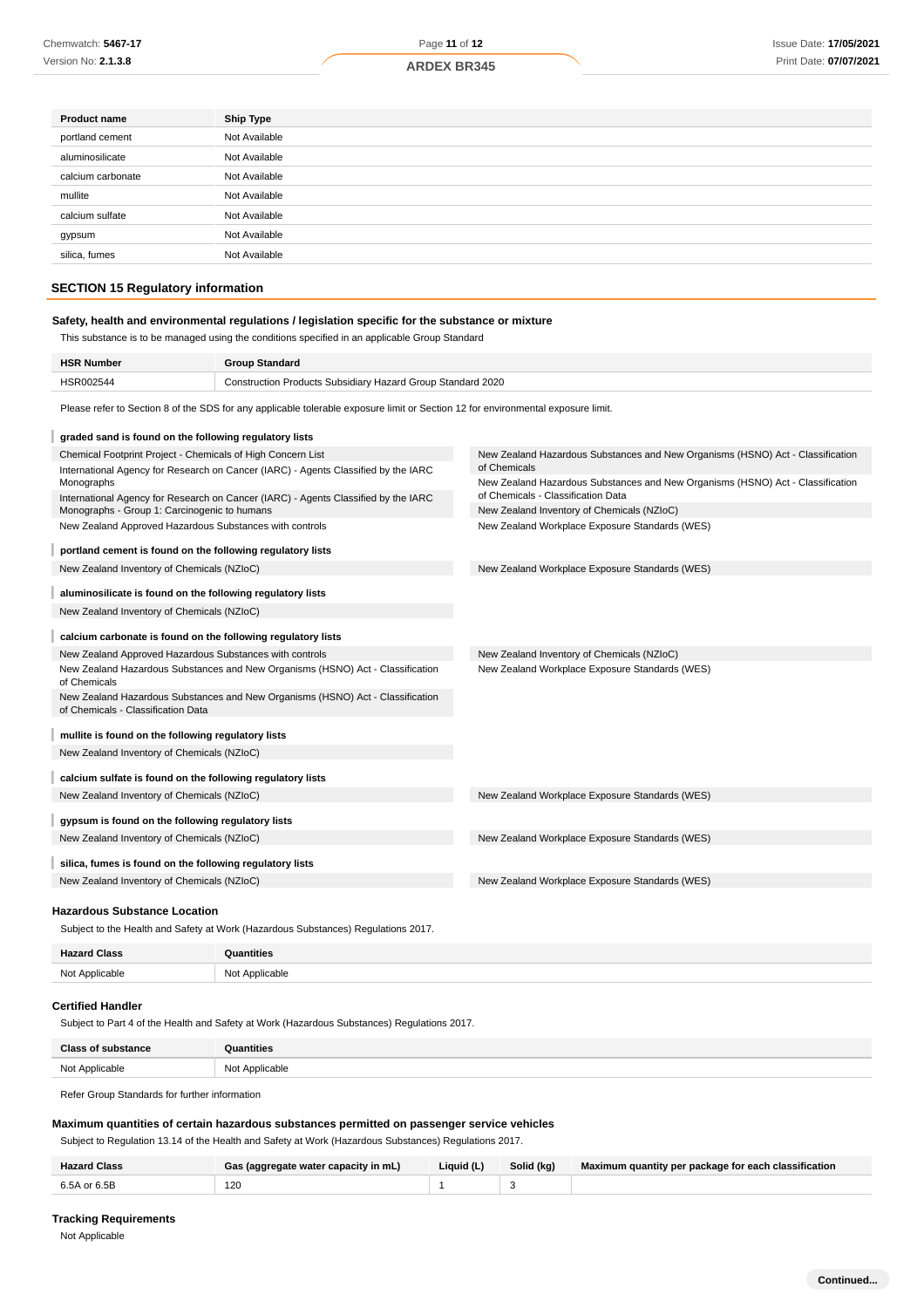| Product name | Ship Type |
| --- | --- |
| portland cement | Not Available |
| aluminosilicate | Not Available |
| calcium carbonate | Not Available |
| mullite | Not Available |
| calcium sulfate | Not Available |
| gypsum | Not Available |
| silica, fumes | Not Available |

## SECTION 15 Regulatory information

### Safety, health and environmental regulations / legislation specific for the substance or mixture

This substance is to be managed using the conditions specified in an applicable Group Standard

| HSR Number | Group Standard |
| --- | --- |
| HSR002544 | Construction Products Subsidiary Hazard Group Standard 2020 |

Please refer to Section 8 of the SDS for any applicable tolerable exposure limit or Section 12 for environmental exposure limit.

**graded sand is found on the following regulatory lists**

- Chemical Footprint Project - Chemicals of High Concern List
- International Agency for Research on Cancer (IARC) - Agents Classified by the IARC Monographs
- International Agency for Research on Cancer (IARC) - Agents Classified by the IARC Monographs - Group 1: Carcinogenic to humans
- New Zealand Approved Hazardous Substances with controls
- New Zealand Hazardous Substances and New Organisms (HSNO) Act - Classification of Chemicals
- New Zealand Hazardous Substances and New Organisms (HSNO) Act - Classification of Chemicals - Classification Data
- New Zealand Inventory of Chemicals (NZIoC)
- New Zealand Workplace Exposure Standards (WES)

**portland cement is found on the following regulatory lists**

- New Zealand Inventory of Chemicals (NZIoC)
- New Zealand Workplace Exposure Standards (WES)

**aluminosilicate is found on the following regulatory lists**

- New Zealand Inventory of Chemicals (NZIoC)

**calcium carbonate is found on the following regulatory lists**

- New Zealand Approved Hazardous Substances with controls
- New Zealand Hazardous Substances and New Organisms (HSNO) Act - Classification of Chemicals
- New Zealand Hazardous Substances and New Organisms (HSNO) Act - Classification of Chemicals - Classification Data
- New Zealand Inventory of Chemicals (NZIoC)
- New Zealand Workplace Exposure Standards (WES)

**mullite is found on the following regulatory lists**

- New Zealand Inventory of Chemicals (NZIoC)

**calcium sulfate is found on the following regulatory lists**

- New Zealand Inventory of Chemicals (NZIoC)
- New Zealand Workplace Exposure Standards (WES)

**gypsum is found on the following regulatory lists**

- New Zealand Inventory of Chemicals (NZIoC)
- New Zealand Workplace Exposure Standards (WES)

**silica, fumes is found on the following regulatory lists**

- New Zealand Inventory of Chemicals (NZIoC)
- New Zealand Workplace Exposure Standards (WES)

### Hazardous Substance Location

Subject to the Health and Safety at Work (Hazardous Substances) Regulations 2017.

| Hazard Class | Quantities |
| --- | --- |
| Not Applicable | Not Applicable |

### Certified Handler

Subject to Part 4 of the Health and Safety at Work (Hazardous Substances) Regulations 2017.

| Class of substance | Quantities |
| --- | --- |
| Not Applicable | Not Applicable |

Refer Group Standards for further information

### Maximum quantities of certain hazardous substances permitted on passenger service vehicles

Subject to Regulation 13.14 of the Health and Safety at Work (Hazardous Substances) Regulations 2017.

| Hazard Class | Gas (aggregate water capacity in mL) | Liquid (L) | Solid (kg) | Maximum quantity per package for each classification |
| --- | --- | --- | --- | --- |
| 6.5A or 6.5B | 120 | 1 | 3 | |

### Tracking Requirements

Not Applicable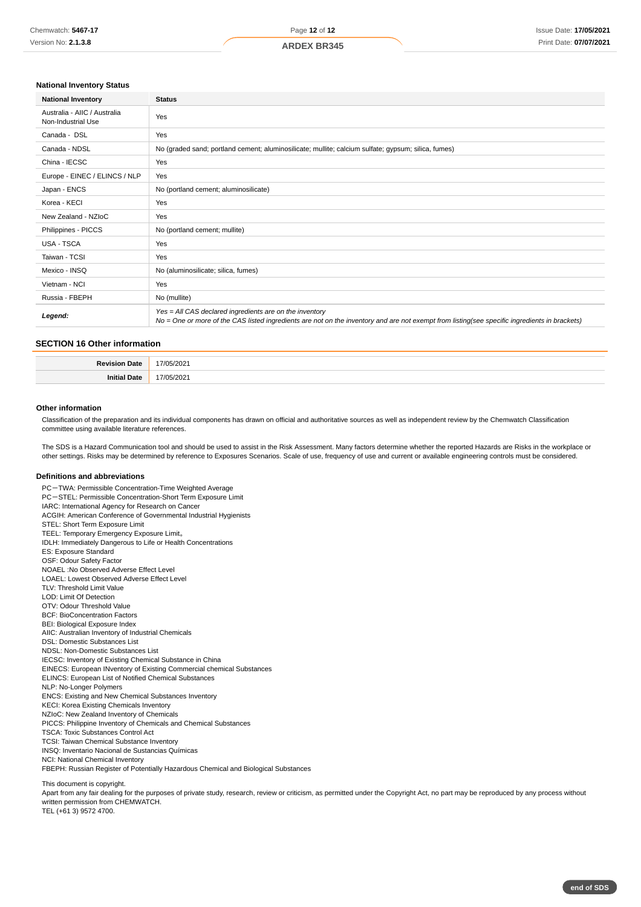### National Inventory Status

| National Inventory | Status |
|---|---|
| Australia - AIIC / Australia Non-Industrial Use | Yes |
| Canada - DSL | Yes |
| Canada - NDSL | No (graded sand; portland cement; aluminosilicate; mullite; calcium sulfate; gypsum; silica, fumes) |
| China - IECSC | Yes |
| Europe - EINEC / ELINCS / NLP | Yes |
| Japan - ENCS | No (portland cement; aluminosilicate) |
| Korea - KECI | Yes |
| New Zealand - NZIoC | Yes |
| Philippines - PICCS | No (portland cement; mullite) |
| USA - TSCA | Yes |
| Taiwan - TCSI | Yes |
| Mexico - INSQ | No (aluminosilicate; silica, fumes) |
| Vietnam - NCI | Yes |
| Russia - FBEPH | No (mullite) |
| ***Legend:*** | *Yes = All CAS declared ingredients are on the inventory*<br>*No = One or more of the CAS listed ingredients are not on the inventory and are not exempt from listing(see specific ingredients in brackets)* |

## SECTION 16 Other information

| | |
|---|---|
| **Revision Date** | 17/05/2021 |
| **Initial Date** | 17/05/2021 |

### Other information

Classification of the preparation and its individual components has drawn on official and authoritative sources as well as independent review by the Chemwatch Classification committee using available literature references.

The SDS is a Hazard Communication tool and should be used to assist in the Risk Assessment. Many factors determine whether the reported Hazards are Risks in the workplace or other settings. Risks may be determined by reference to Exposures Scenarios. Scale of use, frequency of use and current or available engineering controls must be considered.

### Definitions and abbreviations

PC－TWA: Permissible Concentration-Time Weighted Average
PC－STEL: Permissible Concentration-Short Term Exposure Limit
IARC: International Agency for Research on Cancer
ACGIH: American Conference of Governmental Industrial Hygienists
STEL: Short Term Exposure Limit
TEEL: Temporary Emergency Exposure Limit。
IDLH: Immediately Dangerous to Life or Health Concentrations
ES: Exposure Standard
OSF: Odour Safety Factor
NOAEL :No Observed Adverse Effect Level
LOAEL: Lowest Observed Adverse Effect Level
TLV: Threshold Limit Value
LOD: Limit Of Detection
OTV: Odour Threshold Value
BCF: BioConcentration Factors
BEI: Biological Exposure Index
AIIC: Australian Inventory of Industrial Chemicals
DSL: Domestic Substances List
NDSL: Non-Domestic Substances List
IECSC: Inventory of Existing Chemical Substance in China
EINECS: European INventory of Existing Commercial chemical Substances
ELINCS: European List of Notified Chemical Substances
NLP: No-Longer Polymers
ENCS: Existing and New Chemical Substances Inventory
KECI: Korea Existing Chemicals Inventory
NZIoC: New Zealand Inventory of Chemicals
PICCS: Philippine Inventory of Chemicals and Chemical Substances
TSCA: Toxic Substances Control Act
TCSI: Taiwan Chemical Substance Inventory
INSQ: Inventario Nacional de Sustancias Químicas
NCI: National Chemical Inventory
FBEPH: Russian Register of Potentially Hazardous Chemical and Biological Substances

This document is copyright.
Apart from any fair dealing for the purposes of private study, research, review or criticism, as permitted under the Copyright Act, no part may be reproduced by any process without written permission from CHEMWATCH.
TEL (+61 3) 9572 4700.

end of SDS